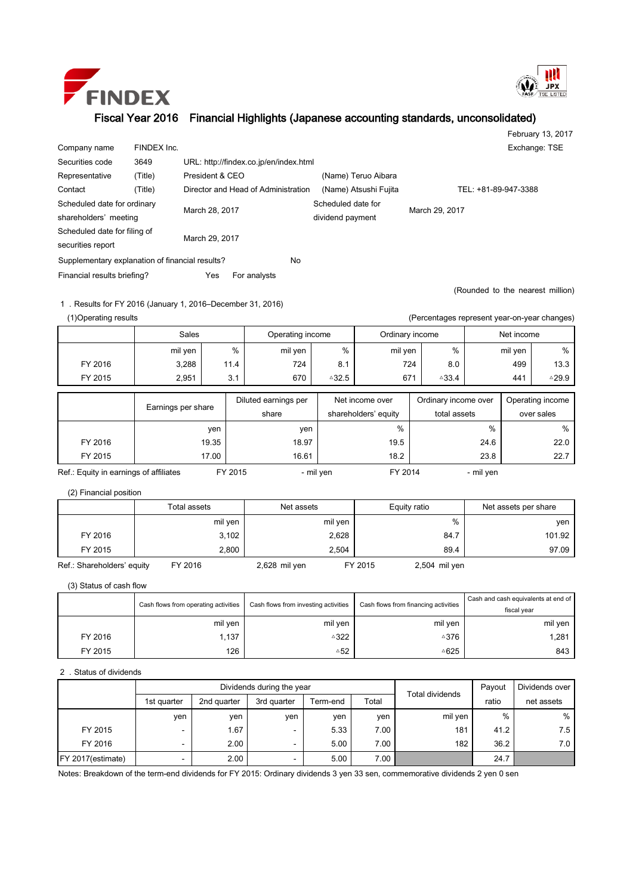# FINDEX

## Fiscal Year 2016 Financial Highlights (Japanese accounting standards, unconsolidated)

February 13, 2017

| | | | | |
|---|---|---|---|---|
| Company name | FINDEX Inc. | | | Exchange: TSE |
| Securities code | 3649 | URL: http://findex.co.jp/en/index.html | | |
| Representative | (Title) | President & CEO | (Name) Teruo Aibara | |
| Contact | (Title) | Director and Head of Administration | (Name) Atsushi Fujita | TEL: +81-89-947-3388 |
| Scheduled date for ordinary shareholders' meeting | | March 28, 2017 | Scheduled date for dividend payment | March 29, 2017 |
| Scheduled date for filing of securities report | | March 29, 2017 | | |

Supplementary explanation of financial results? No

Financial results briefing? Yes For analysts

(Rounded to the nearest million)

1．Results for FY 2016 (January 1, 2016–December 31, 2016)

(1)Operating results (Percentages represent year-on-year changes)

| | Sales | | Operating income | | Ordinary income | | Net income | |
|---|---|---|---|---|---|---|---|---|
| | mil yen | % | mil yen | % | mil yen | % | mil yen | % |
| FY 2016 | 3,288 | 11.4 | 724 | 8.1 | 724 | 8.0 | 499 | 13.3 |
| FY 2015 | 2,951 | 3.1 | 670 | △32.5 | 671 | △33.4 | 441 | △29.9 |

| | Earnings per share | Diluted earnings per share | Net income over shareholders' equity | Ordinary income over total assets | Operating income over sales |
|---|---|---|---|---|---|
| | yen | yen | % | % | % |
| FY 2016 | 19.35 | 18.97 | 19.5 | 24.6 | 22.0 |
| FY 2015 | 17.00 | 16.61 | 18.2 | 23.8 | 22.7 |

Ref.: Equity in earnings of affiliates FY 2015 - mil yen FY 2014 - mil yen

(2) Financial position

| | Total assets | Net assets | Equity ratio | Net assets per share |
|---|---|---|---|---|
| | mil yen | mil yen | % | yen |
| FY 2016 | 3,102 | 2,628 | 84.7 | 101.92 |
| FY 2015 | 2,800 | 2,504 | 89.4 | 97.09 |

Ref.: Shareholders' equity FY 2016 2,628 mil yen FY 2015 2,504 mil yen

(3) Status of cash flow

| | Cash flows from operating activities | Cash flows from investing activities | Cash flows from financing activities | Cash and cash equivalents at end of fiscal year |
|---|---|---|---|---|
| | mil yen | mil yen | mil yen | mil yen |
| FY 2016 | 1,137 | △322 | △376 | 1,281 |
| FY 2015 | 126 | △52 | △625 | 843 |

2．Status of dividends

| | Dividends during the year | | | | | Total dividends | Payout ratio | Dividends over net assets |
|---|---|---|---|---|---|---|---|---|
| | 1st quarter | 2nd quarter | 3rd quarter | Term-end | Total | | | |
| | yen | yen | yen | yen | yen | mil yen | % | % |
| FY 2015 | - | 1.67 | - | 5.33 | 7.00 | 181 | 41.2 | 7.5 |
| FY 2016 | - | 2.00 | - | 5.00 | 7.00 | 182 | 36.2 | 7.0 |
| FY 2017(estimate) | - | 2.00 | - | 5.00 | 7.00 | | 24.7 | |

Notes: Breakdown of the term-end dividends for FY 2015: Ordinary dividends 3 yen 33 sen, commemorative dividends 2 yen 0 sen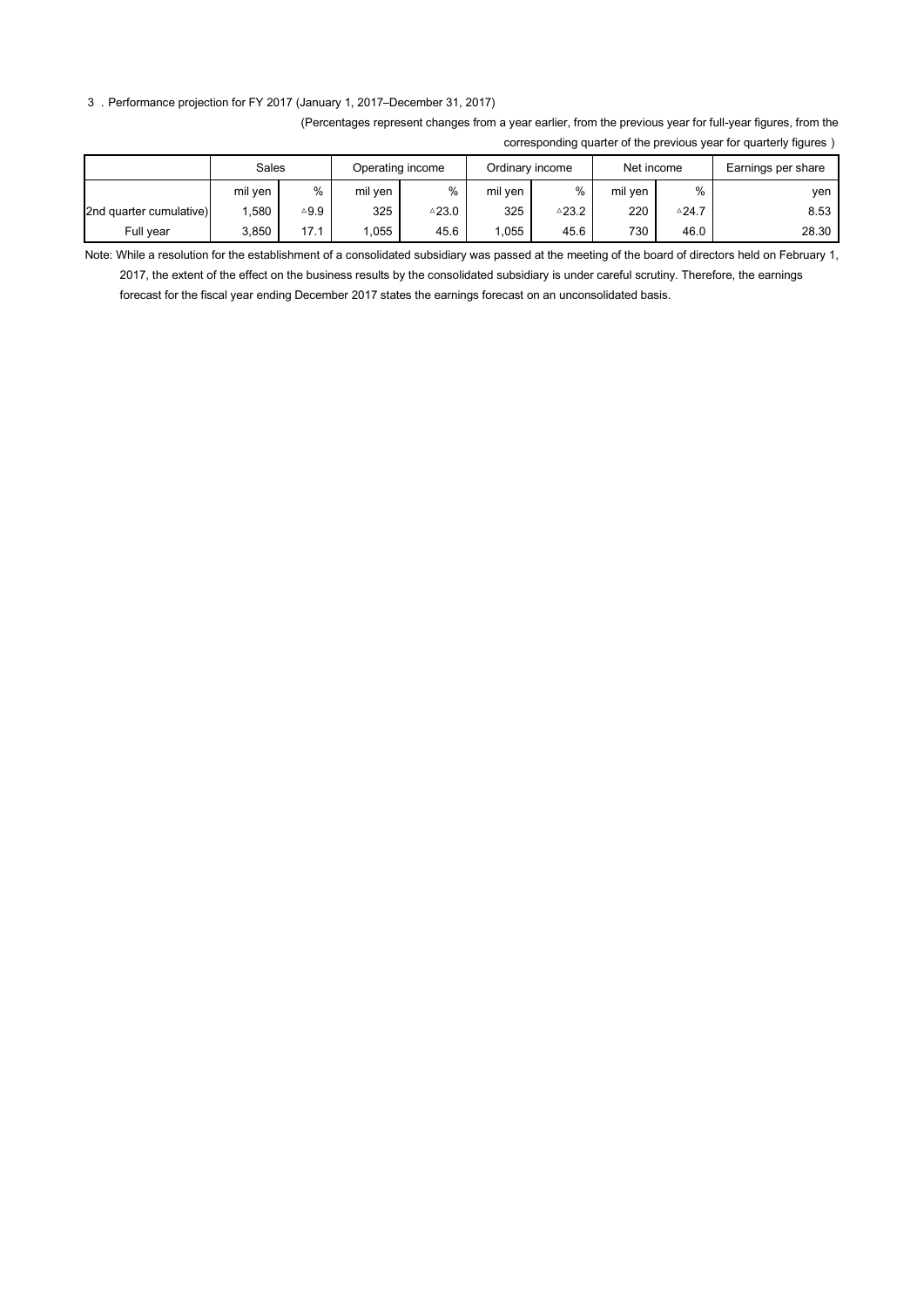3 . Performance projection for FY 2017 (January 1, 2017–December 31, 2017)

(Percentages represent changes from a year earlier, from the previous year for full-year figures, from the corresponding quarter of the previous year for quarterly figures )

| | Sales | | Operating income | | Ordinary income | | Net income | | Earnings per share |
|---|---|---|---|---|---|---|---|---|---|
| | mil yen | % | mil yen | % | mil yen | % | mil yen | % | yen |
| 2nd quarter cumulative) | 1,580 | △9.9 | 325 | △23.0 | 325 | △23.2 | 220 | △24.7 | 8.53 |
| Full year | 3,850 | 17.1 | 1,055 | 45.6 | 1,055 | 45.6 | 730 | 46.0 | 28.30 |

Note: While a resolution for the establishment of a consolidated subsidiary was passed at the meeting of the board of directors held on February 1, 2017, the extent of the effect on the business results by the consolidated subsidiary is under careful scrutiny. Therefore, the earnings forecast for the fiscal year ending December 2017 states the earnings forecast on an unconsolidated basis.